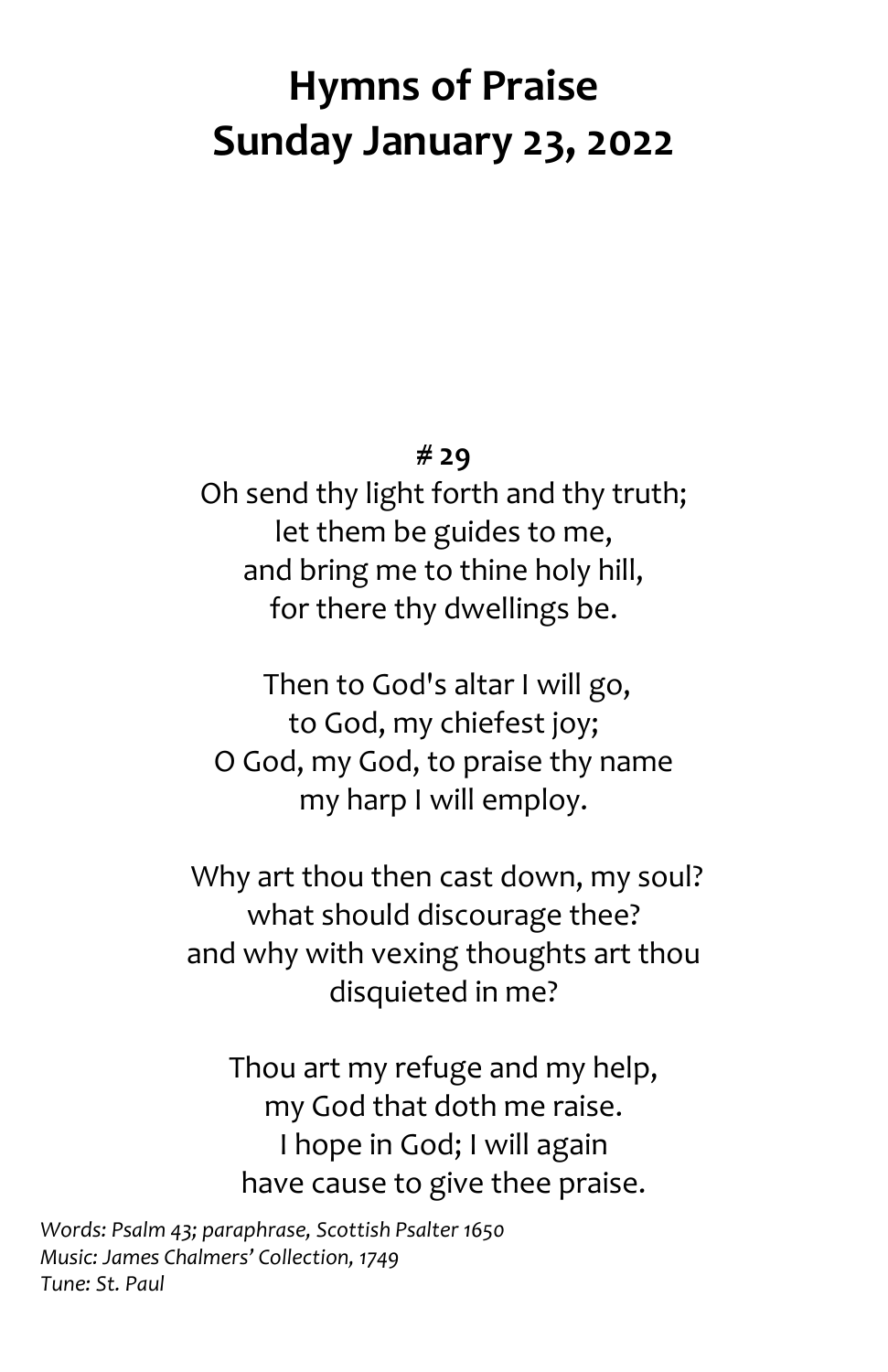# Hymns of Praise
# Sunday January 23, 2022

**# 29**

Oh send thy light forth and thy truth;
let them be guides to me,
and bring me to thine holy hill,
for there thy dwellings be.

Then to God's altar I will go,
to God, my chiefest joy;
O God, my God, to praise thy name
my harp I will employ.

Why art thou then cast down, my soul?
what should discourage thee?
and why with vexing thoughts art thou
disquieted in me?

Thou art my refuge and my help,
my God that doth me raise.
I hope in God; I will again
have cause to give thee praise.

*Words: Psalm 43; paraphrase, Scottish Psalter 1650*
*Music: James Chalmers' Collection, 1749*
*Tune: St. Paul*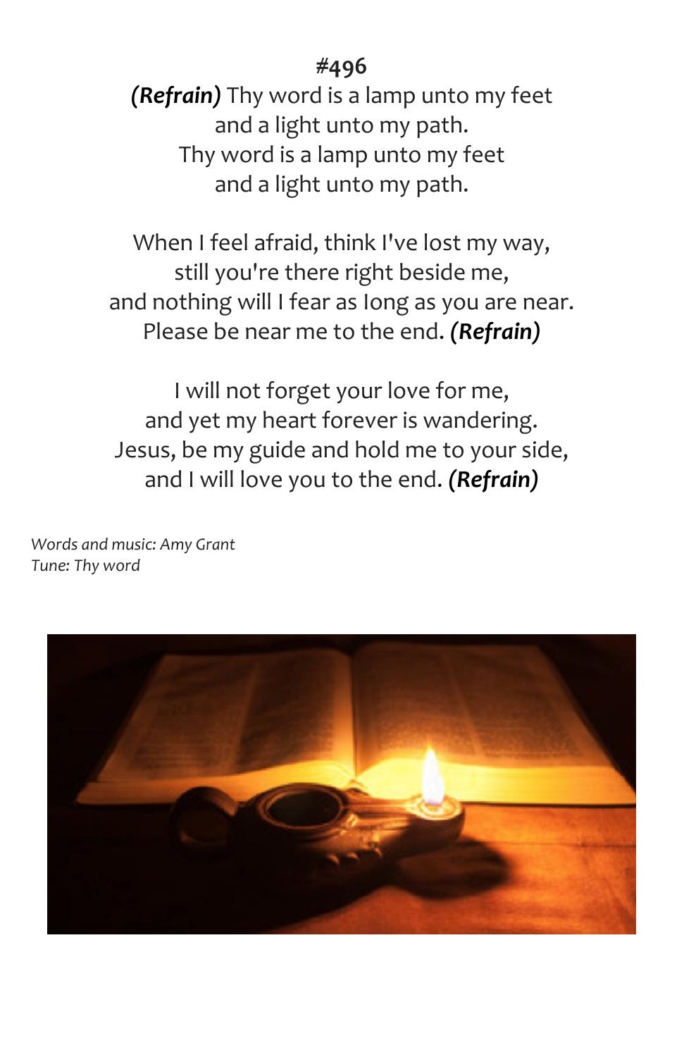**#496**

***(Refrain)*** Thy word is a lamp unto my feet
and a light unto my path.
Thy word is a lamp unto my feet
and a light unto my path.

When I feel afraid, think I've lost my way,
still you're there right beside me,
and nothing will I fear as long as you are near.
Please be near me to the end. ***(Refrain)***

I will not forget your love for me,
and yet my heart forever is wandering.
Jesus, be my guide and hold me to your side,
and I will love you to the end. ***(Refrain)***

*Words and music: Amy Grant*
*Tune: Thy word*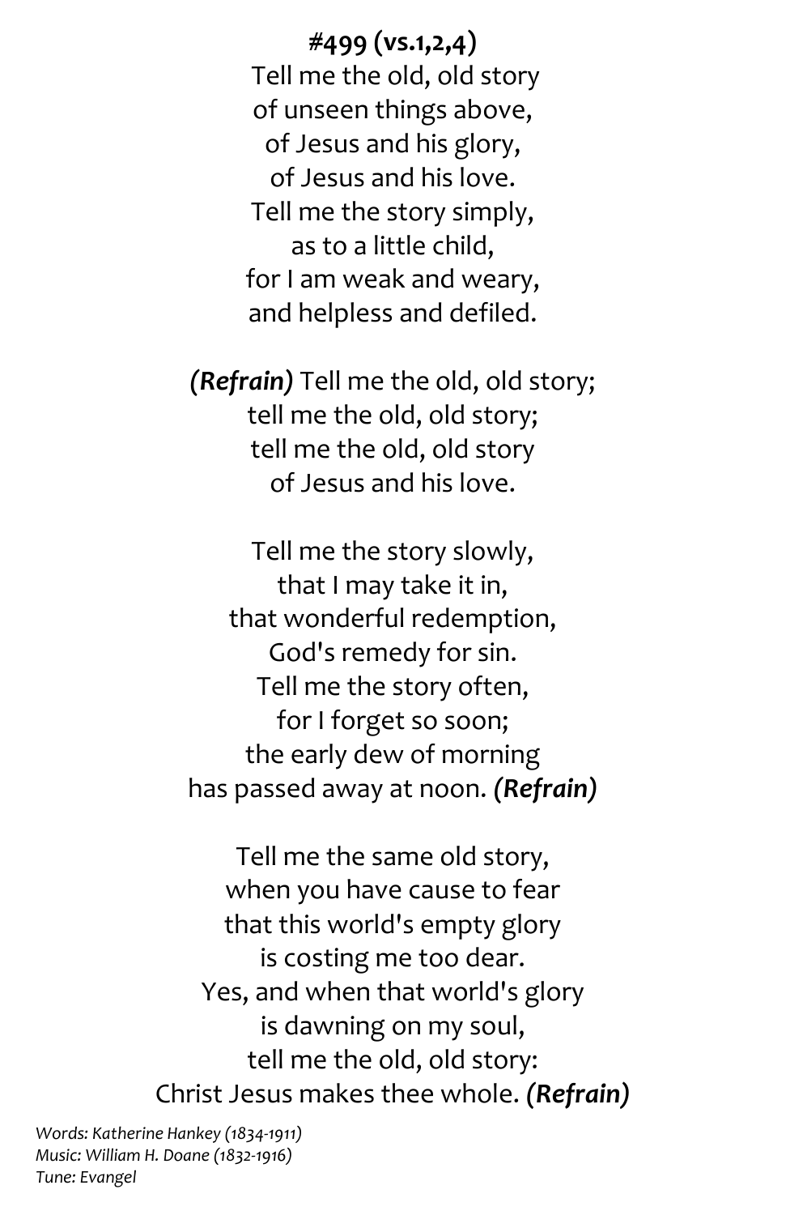**#499 (vs.1,2,4)**

Tell me the old, old story
of unseen things above,
of Jesus and his glory,
of Jesus and his love.
Tell me the story simply,
as to a little child,
for I am weak and weary,
and helpless and defiled.

***(Refrain)*** Tell me the old, old story;
tell me the old, old story;
tell me the old, old story
of Jesus and his love.

Tell me the story slowly,
that I may take it in,
that wonderful redemption,
God's remedy for sin.
Tell me the story often,
for I forget so soon;
the early dew of morning
has passed away at noon. ***(Refrain)***

Tell me the same old story,
when you have cause to fear
that this world's empty glory
is costing me too dear.
Yes, and when that world's glory
is dawning on my soul,
tell me the old, old story:
Christ Jesus makes thee whole. ***(Refrain)***

*Words: Katherine Hankey (1834-1911)*
*Music: William H. Doane (1832-1916)*
*Tune: Evangel*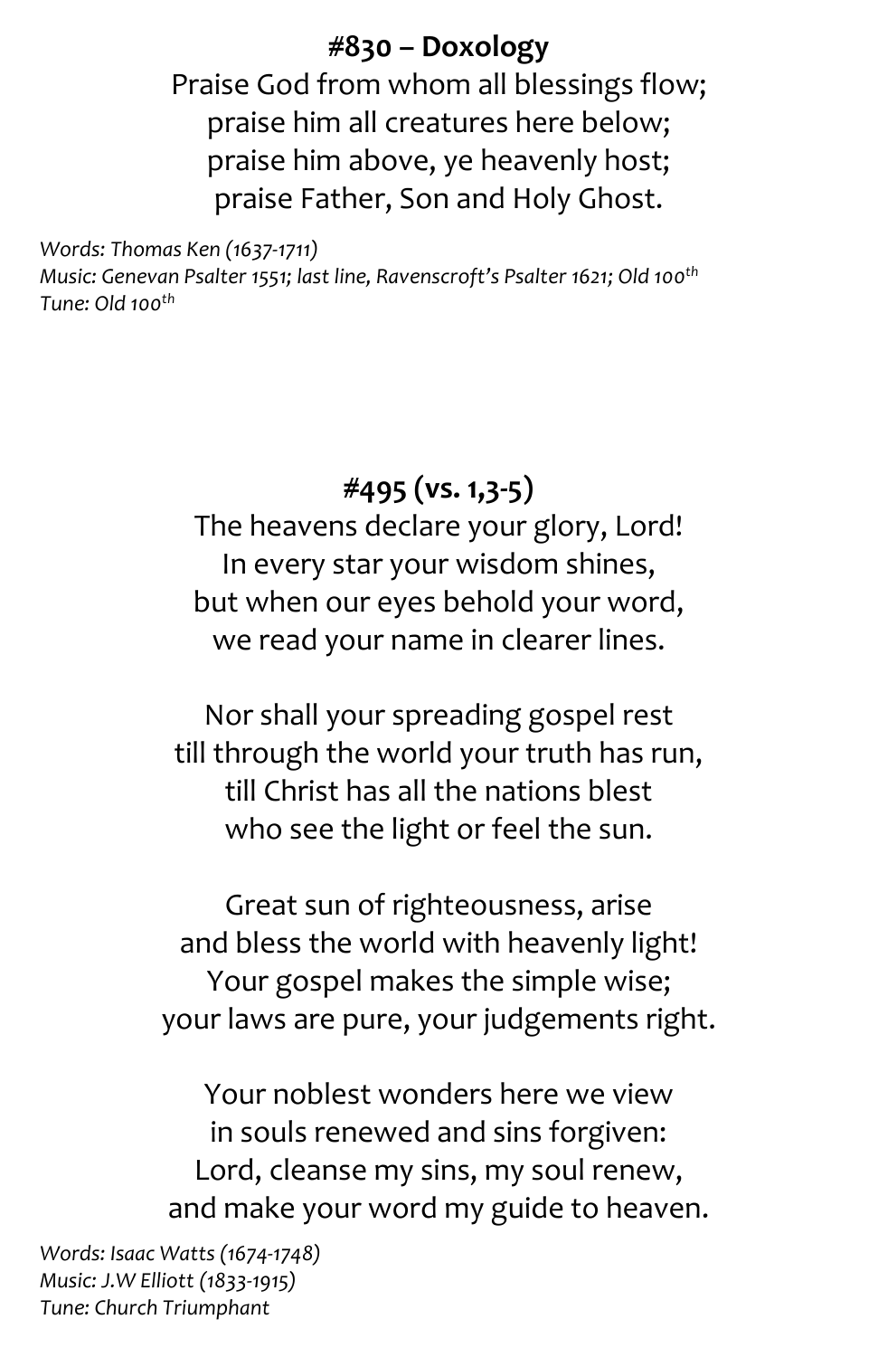## #830 – Doxology

Praise God from whom all blessings flow;
praise him all creatures here below;
praise him above, ye heavenly host;
praise Father, Son and Holy Ghost.

*Words: Thomas Ken (1637-1711)*
*Music: Genevan Psalter 1551; last line, Ravenscroft's Psalter 1621; Old 100th*
*Tune: Old 100th*

## #495 (vs. 1,3-5)

The heavens declare your glory, Lord!
In every star your wisdom shines,
but when our eyes behold your word,
we read your name in clearer lines.

Nor shall your spreading gospel rest
till through the world your truth has run,
till Christ has all the nations blest
who see the light or feel the sun.

Great sun of righteousness, arise
and bless the world with heavenly light!
Your gospel makes the simple wise;
your laws are pure, your judgements right.

Your noblest wonders here we view
in souls renewed and sins forgiven:
Lord, cleanse my sins, my soul renew,
and make your word my guide to heaven.

*Words: Isaac Watts (1674-1748)*
*Music: J.W Elliott (1833-1915)*
*Tune: Church Triumphant*